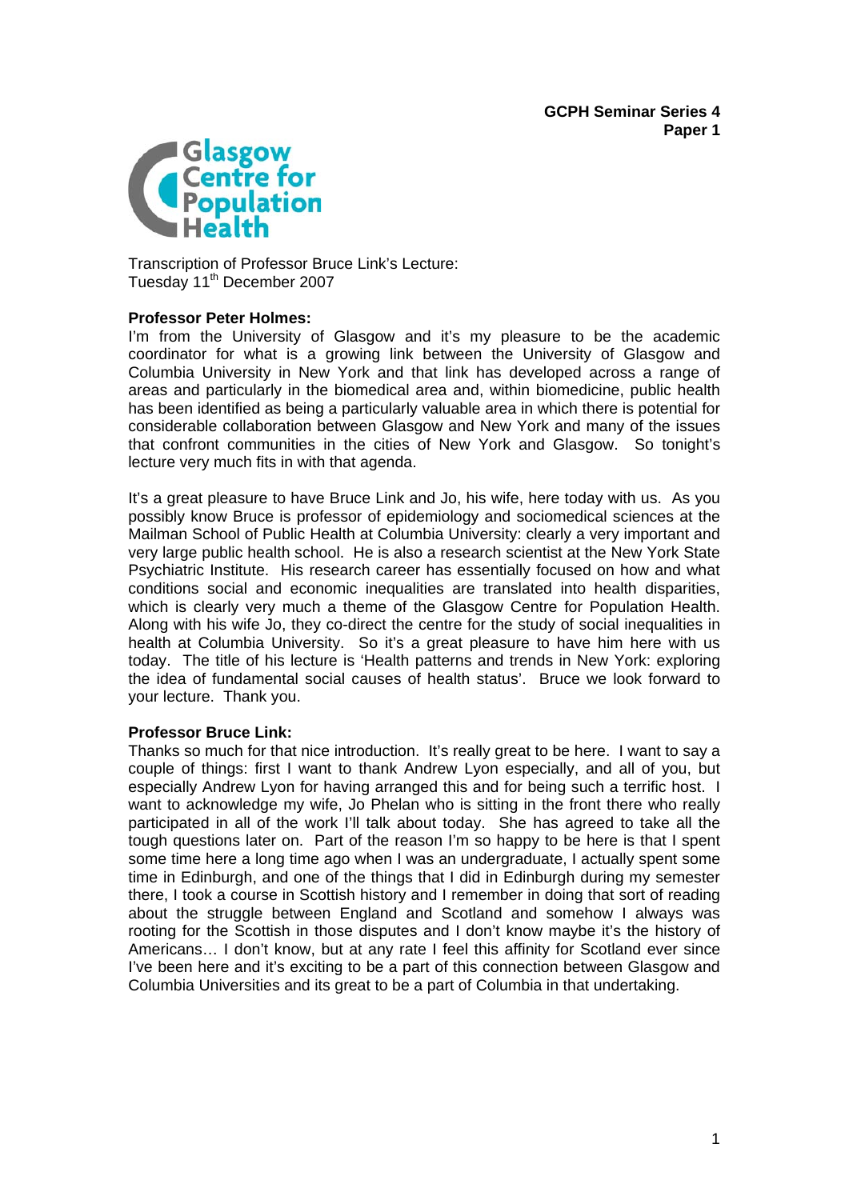**GCPH Seminar Series 4**
**Paper 1**

Glasgow Centre for Population Health

Transcription of Professor Bruce Link's Lecture:
Tuesday 11th December 2007

**Professor Peter Holmes:**
I'm from the University of Glasgow and it's my pleasure to be the academic coordinator for what is a growing link between the University of Glasgow and Columbia University in New York and that link has developed across a range of areas and particularly in the biomedical area and, within biomedicine, public health has been identified as being a particularly valuable area in which there is potential for considerable collaboration between Glasgow and New York and many of the issues that confront communities in the cities of New York and Glasgow. So tonight's lecture very much fits in with that agenda.

It's a great pleasure to have Bruce Link and Jo, his wife, here today with us. As you possibly know Bruce is professor of epidemiology and sociomedical sciences at the Mailman School of Public Health at Columbia University: clearly a very important and very large public health school. He is also a research scientist at the New York State Psychiatric Institute. His research career has essentially focused on how and what conditions social and economic inequalities are translated into health disparities, which is clearly very much a theme of the Glasgow Centre for Population Health. Along with his wife Jo, they co-direct the centre for the study of social inequalities in health at Columbia University. So it's a great pleasure to have him here with us today. The title of his lecture is 'Health patterns and trends in New York: exploring the idea of fundamental social causes of health status'. Bruce we look forward to your lecture. Thank you.

**Professor Bruce Link:**
Thanks so much for that nice introduction. It's really great to be here. I want to say a couple of things: first I want to thank Andrew Lyon especially, and all of you, but especially Andrew Lyon for having arranged this and for being such a terrific host. I want to acknowledge my wife, Jo Phelan who is sitting in the front there who really participated in all of the work I'll talk about today. She has agreed to take all the tough questions later on. Part of the reason I'm so happy to be here is that I spent some time here a long time ago when I was an undergraduate, I actually spent some time in Edinburgh, and one of the things that I did in Edinburgh during my semester there, I took a course in Scottish history and I remember in doing that sort of reading about the struggle between England and Scotland and somehow I always was rooting for the Scottish in those disputes and I don't know maybe it's the history of Americans… I don't know, but at any rate I feel this affinity for Scotland ever since I've been here and it's exciting to be a part of this connection between Glasgow and Columbia Universities and its great to be a part of Columbia in that undertaking.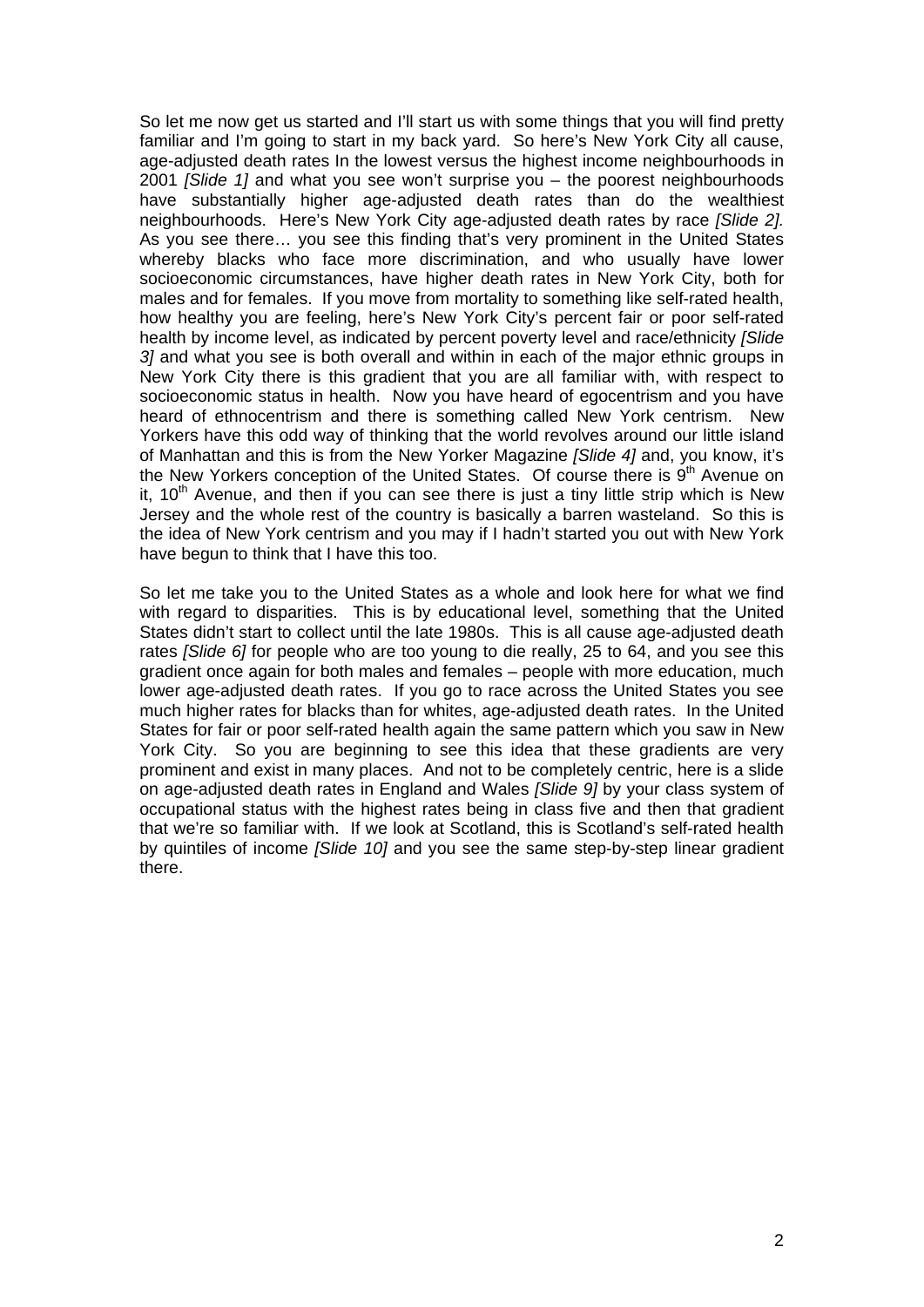So let me now get us started and I'll start us with some things that you will find pretty familiar and I'm going to start in my back yard. So here's New York City all cause, age-adjusted death rates In the lowest versus the highest income neighbourhoods in 2001 *[Slide 1]* and what you see won't surprise you – the poorest neighbourhoods have substantially higher age-adjusted death rates than do the wealthiest neighbourhoods. Here's New York City age-adjusted death rates by race *[Slide 2].* As you see there… you see this finding that's very prominent in the United States whereby blacks who face more discrimination, and who usually have lower socioeconomic circumstances, have higher death rates in New York City, both for males and for females. If you move from mortality to something like self-rated health, how healthy you are feeling, here's New York City's percent fair or poor self-rated health by income level, as indicated by percent poverty level and race/ethnicity *[Slide 3]* and what you see is both overall and within in each of the major ethnic groups in New York City there is this gradient that you are all familiar with, with respect to socioeconomic status in health. Now you have heard of egocentrism and you have heard of ethnocentrism and there is something called New York centrism. New Yorkers have this odd way of thinking that the world revolves around our little island of Manhattan and this is from the New Yorker Magazine *[Slide 4]* and, you know, it's the New Yorkers conception of the United States. Of course there is 9th Avenue on it, 10th Avenue, and then if you can see there is just a tiny little strip which is New Jersey and the whole rest of the country is basically a barren wasteland. So this is the idea of New York centrism and you may if I hadn't started you out with New York have begun to think that I have this too.

So let me take you to the United States as a whole and look here for what we find with regard to disparities. This is by educational level, something that the United States didn't start to collect until the late 1980s. This is all cause age-adjusted death rates *[Slide 6]* for people who are too young to die really, 25 to 64, and you see this gradient once again for both males and females – people with more education, much lower age-adjusted death rates. If you go to race across the United States you see much higher rates for blacks than for whites, age-adjusted death rates. In the United States for fair or poor self-rated health again the same pattern which you saw in New York City. So you are beginning to see this idea that these gradients are very prominent and exist in many places. And not to be completely centric, here is a slide on age-adjusted death rates in England and Wales *[Slide 9]* by your class system of occupational status with the highest rates being in class five and then that gradient that we're so familiar with. If we look at Scotland, this is Scotland's self-rated health by quintiles of income *[Slide 10]* and you see the same step-by-step linear gradient there.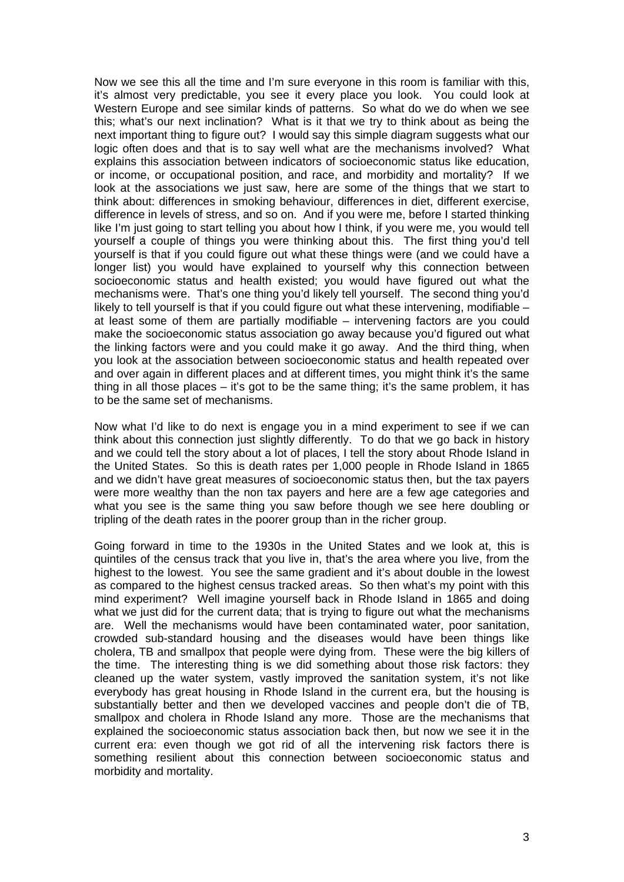Now we see this all the time and I'm sure everyone in this room is familiar with this, it's almost very predictable, you see it every place you look. You could look at Western Europe and see similar kinds of patterns. So what do we do when we see this; what's our next inclination? What is it that we try to think about as being the next important thing to figure out? I would say this simple diagram suggests what our logic often does and that is to say well what are the mechanisms involved? What explains this association between indicators of socioeconomic status like education, or income, or occupational position, and race, and morbidity and mortality? If we look at the associations we just saw, here are some of the things that we start to think about: differences in smoking behaviour, differences in diet, different exercise, difference in levels of stress, and so on. And if you were me, before I started thinking like I'm just going to start telling you about how I think, if you were me, you would tell yourself a couple of things you were thinking about this. The first thing you'd tell yourself is that if you could figure out what these things were (and we could have a longer list) you would have explained to yourself why this connection between socioeconomic status and health existed; you would have figured out what the mechanisms were. That's one thing you'd likely tell yourself. The second thing you'd likely to tell yourself is that if you could figure out what these intervening, modifiable – at least some of them are partially modifiable – intervening factors are you could make the socioeconomic status association go away because you'd figured out what the linking factors were and you could make it go away. And the third thing, when you look at the association between socioeconomic status and health repeated over and over again in different places and at different times, you might think it's the same thing in all those places – it's got to be the same thing; it's the same problem, it has to be the same set of mechanisms.

Now what I'd like to do next is engage you in a mind experiment to see if we can think about this connection just slightly differently. To do that we go back in history and we could tell the story about a lot of places, I tell the story about Rhode Island in the United States. So this is death rates per 1,000 people in Rhode Island in 1865 and we didn't have great measures of socioeconomic status then, but the tax payers were more wealthy than the non tax payers and here are a few age categories and what you see is the same thing you saw before though we see here doubling or tripling of the death rates in the poorer group than in the richer group.

Going forward in time to the 1930s in the United States and we look at, this is quintiles of the census track that you live in, that's the area where you live, from the highest to the lowest. You see the same gradient and it's about double in the lowest as compared to the highest census tracked areas. So then what's my point with this mind experiment? Well imagine yourself back in Rhode Island in 1865 and doing what we just did for the current data; that is trying to figure out what the mechanisms are. Well the mechanisms would have been contaminated water, poor sanitation, crowded sub-standard housing and the diseases would have been things like cholera, TB and smallpox that people were dying from. These were the big killers of the time. The interesting thing is we did something about those risk factors: they cleaned up the water system, vastly improved the sanitation system, it's not like everybody has great housing in Rhode Island in the current era, but the housing is substantially better and then we developed vaccines and people don't die of TB, smallpox and cholera in Rhode Island any more. Those are the mechanisms that explained the socioeconomic status association back then, but now we see it in the current era: even though we got rid of all the intervening risk factors there is something resilient about this connection between socioeconomic status and morbidity and mortality.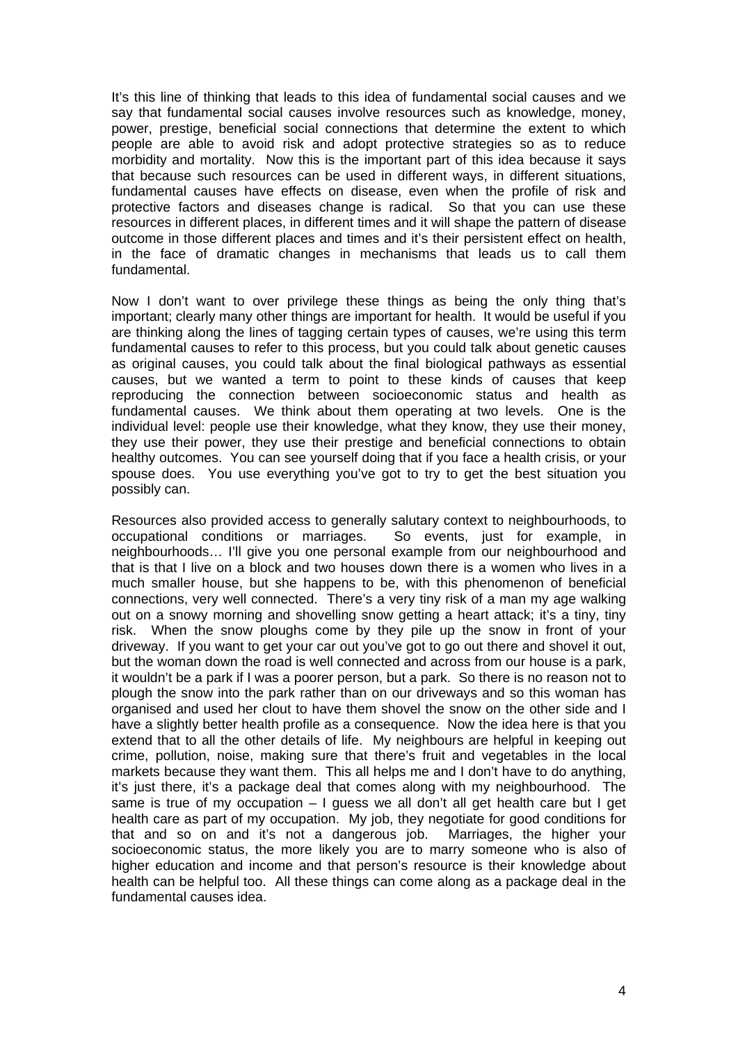It's this line of thinking that leads to this idea of fundamental social causes and we say that fundamental social causes involve resources such as knowledge, money, power, prestige, beneficial social connections that determine the extent to which people are able to avoid risk and adopt protective strategies so as to reduce morbidity and mortality. Now this is the important part of this idea because it says that because such resources can be used in different ways, in different situations, fundamental causes have effects on disease, even when the profile of risk and protective factors and diseases change is radical. So that you can use these resources in different places, in different times and it will shape the pattern of disease outcome in those different places and times and it's their persistent effect on health, in the face of dramatic changes in mechanisms that leads us to call them fundamental.

Now I don't want to over privilege these things as being the only thing that's important; clearly many other things are important for health. It would be useful if you are thinking along the lines of tagging certain types of causes, we're using this term fundamental causes to refer to this process, but you could talk about genetic causes as original causes, you could talk about the final biological pathways as essential causes, but we wanted a term to point to these kinds of causes that keep reproducing the connection between socioeconomic status and health as fundamental causes. We think about them operating at two levels. One is the individual level: people use their knowledge, what they know, they use their money, they use their power, they use their prestige and beneficial connections to obtain healthy outcomes. You can see yourself doing that if you face a health crisis, or your spouse does. You use everything you've got to try to get the best situation you possibly can.

Resources also provided access to generally salutary context to neighbourhoods, to occupational conditions or marriages. So events, just for example, in neighbourhoods… I'll give you one personal example from our neighbourhood and that is that I live on a block and two houses down there is a women who lives in a much smaller house, but she happens to be, with this phenomenon of beneficial connections, very well connected. There's a very tiny risk of a man my age walking out on a snowy morning and shovelling snow getting a heart attack; it's a tiny, tiny risk. When the snow ploughs come by they pile up the snow in front of your driveway. If you want to get your car out you've got to go out there and shovel it out, but the woman down the road is well connected and across from our house is a park, it wouldn't be a park if I was a poorer person, but a park. So there is no reason not to plough the snow into the park rather than on our driveways and so this woman has organised and used her clout to have them shovel the snow on the other side and I have a slightly better health profile as a consequence. Now the idea here is that you extend that to all the other details of life. My neighbours are helpful in keeping out crime, pollution, noise, making sure that there's fruit and vegetables in the local markets because they want them. This all helps me and I don't have to do anything, it's just there, it's a package deal that comes along with my neighbourhood. The same is true of my occupation – I guess we all don't all get health care but I get health care as part of my occupation. My job, they negotiate for good conditions for that and so on and it's not a dangerous job. Marriages, the higher your socioeconomic status, the more likely you are to marry someone who is also of higher education and income and that person's resource is their knowledge about health can be helpful too. All these things can come along as a package deal in the fundamental causes idea.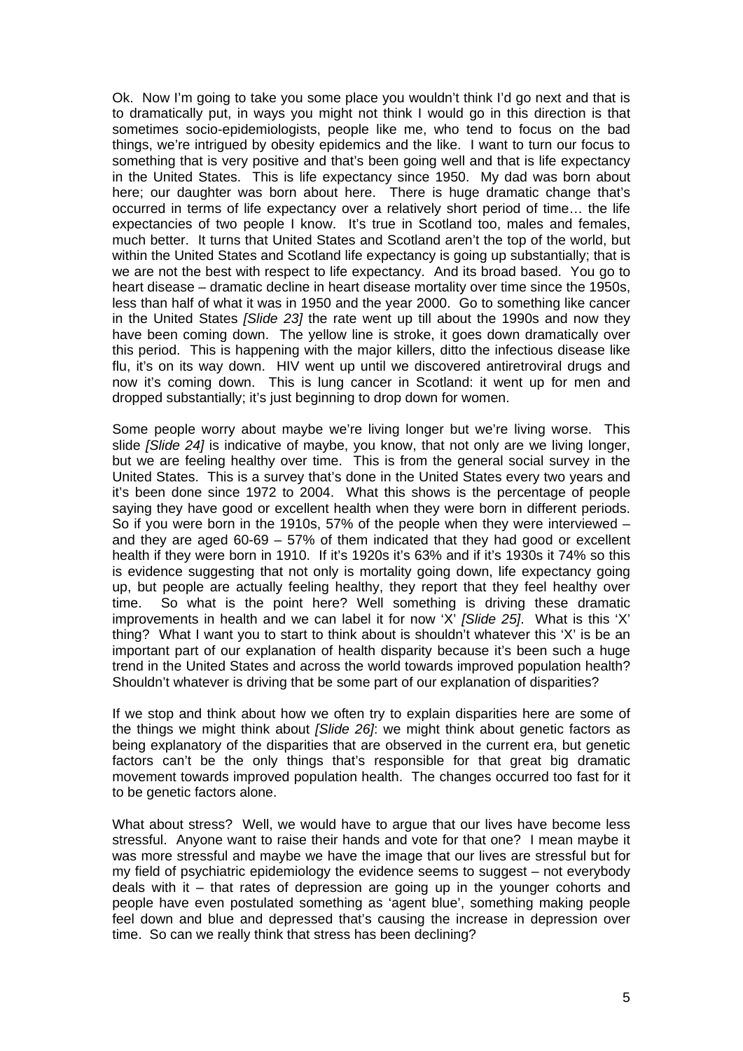Ok. Now I'm going to take you some place you wouldn't think I'd go next and that is to dramatically put, in ways you might not think I would go in this direction is that sometimes socio-epidemiologists, people like me, who tend to focus on the bad things, we're intrigued by obesity epidemics and the like. I want to turn our focus to something that is very positive and that's been going well and that is life expectancy in the United States. This is life expectancy since 1950. My dad was born about here; our daughter was born about here. There is huge dramatic change that's occurred in terms of life expectancy over a relatively short period of time… the life expectancies of two people I know. It's true in Scotland too, males and females, much better. It turns that United States and Scotland aren't the top of the world, but within the United States and Scotland life expectancy is going up substantially; that is we are not the best with respect to life expectancy. And its broad based. You go to heart disease – dramatic decline in heart disease mortality over time since the 1950s, less than half of what it was in 1950 and the year 2000. Go to something like cancer in the United States *[Slide 23]* the rate went up till about the 1990s and now they have been coming down. The yellow line is stroke, it goes down dramatically over this period. This is happening with the major killers, ditto the infectious disease like flu, it's on its way down. HIV went up until we discovered antiretroviral drugs and now it's coming down. This is lung cancer in Scotland: it went up for men and dropped substantially; it's just beginning to drop down for women.

Some people worry about maybe we're living longer but we're living worse. This slide *[Slide 24]* is indicative of maybe, you know, that not only are we living longer, but we are feeling healthy over time. This is from the general social survey in the United States. This is a survey that's done in the United States every two years and it's been done since 1972 to 2004. What this shows is the percentage of people saying they have good or excellent health when they were born in different periods. So if you were born in the 1910s, 57% of the people when they were interviewed – and they are aged 60-69 – 57% of them indicated that they had good or excellent health if they were born in 1910. If it's 1920s it's 63% and if it's 1930s it 74% so this is evidence suggesting that not only is mortality going down, life expectancy going up, but people are actually feeling healthy, they report that they feel healthy over time. So what is the point here? Well something is driving these dramatic improvements in health and we can label it for now 'X' *[Slide 25]*. What is this 'X' thing? What I want you to start to think about is shouldn't whatever this 'X' is be an important part of our explanation of health disparity because it's been such a huge trend in the United States and across the world towards improved population health? Shouldn't whatever is driving that be some part of our explanation of disparities?

If we stop and think about how we often try to explain disparities here are some of the things we might think about *[Slide 26]*: we might think about genetic factors as being explanatory of the disparities that are observed in the current era, but genetic factors can't be the only things that's responsible for that great big dramatic movement towards improved population health. The changes occurred too fast for it to be genetic factors alone.

What about stress? Well, we would have to argue that our lives have become less stressful. Anyone want to raise their hands and vote for that one? I mean maybe it was more stressful and maybe we have the image that our lives are stressful but for my field of psychiatric epidemiology the evidence seems to suggest – not everybody deals with it – that rates of depression are going up in the younger cohorts and people have even postulated something as 'agent blue', something making people feel down and blue and depressed that's causing the increase in depression over time. So can we really think that stress has been declining?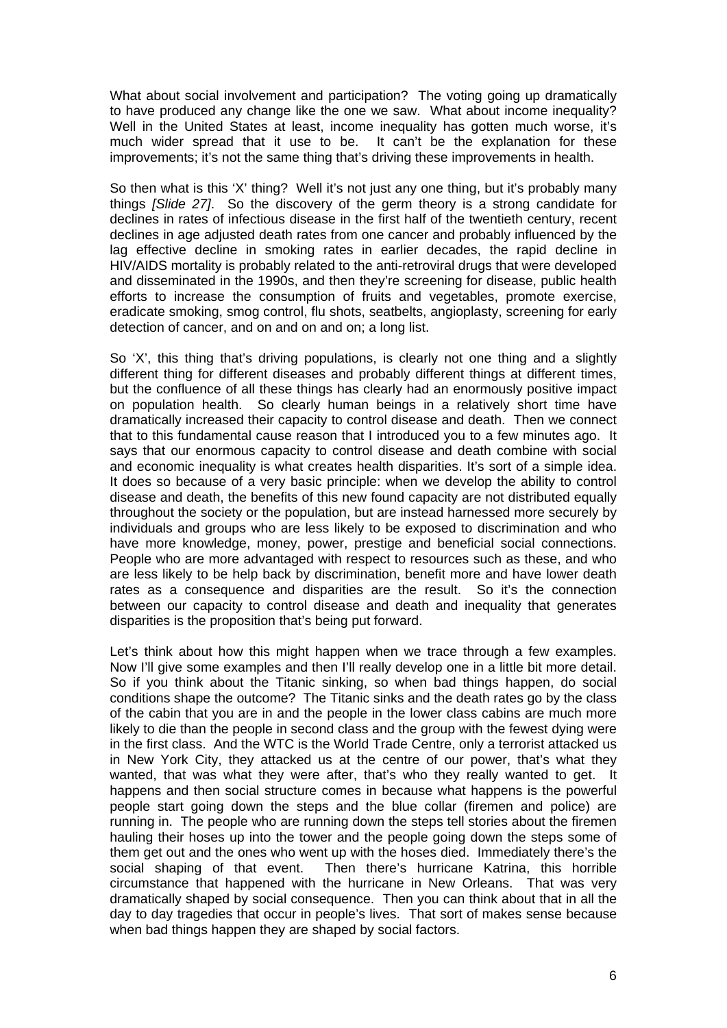What about social involvement and participation? The voting going up dramatically to have produced any change like the one we saw. What about income inequality? Well in the United States at least, income inequality has gotten much worse, it's much wider spread that it use to be. It can't be the explanation for these improvements; it's not the same thing that's driving these improvements in health.

So then what is this 'X' thing? Well it's not just any one thing, but it's probably many things *[Slide 27]*. So the discovery of the germ theory is a strong candidate for declines in rates of infectious disease in the first half of the twentieth century, recent declines in age adjusted death rates from one cancer and probably influenced by the lag effective decline in smoking rates in earlier decades, the rapid decline in HIV/AIDS mortality is probably related to the anti-retroviral drugs that were developed and disseminated in the 1990s, and then they're screening for disease, public health efforts to increase the consumption of fruits and vegetables, promote exercise, eradicate smoking, smog control, flu shots, seatbelts, angioplasty, screening for early detection of cancer, and on and on and on; a long list.

So 'X', this thing that's driving populations, is clearly not one thing and a slightly different thing for different diseases and probably different things at different times, but the confluence of all these things has clearly had an enormously positive impact on population health. So clearly human beings in a relatively short time have dramatically increased their capacity to control disease and death. Then we connect that to this fundamental cause reason that I introduced you to a few minutes ago. It says that our enormous capacity to control disease and death combine with social and economic inequality is what creates health disparities. It's sort of a simple idea. It does so because of a very basic principle: when we develop the ability to control disease and death, the benefits of this new found capacity are not distributed equally throughout the society or the population, but are instead harnessed more securely by individuals and groups who are less likely to be exposed to discrimination and who have more knowledge, money, power, prestige and beneficial social connections. People who are more advantaged with respect to resources such as these, and who are less likely to be help back by discrimination, benefit more and have lower death rates as a consequence and disparities are the result. So it's the connection between our capacity to control disease and death and inequality that generates disparities is the proposition that's being put forward.

Let's think about how this might happen when we trace through a few examples. Now I'll give some examples and then I'll really develop one in a little bit more detail. So if you think about the Titanic sinking, so when bad things happen, do social conditions shape the outcome? The Titanic sinks and the death rates go by the class of the cabin that you are in and the people in the lower class cabins are much more likely to die than the people in second class and the group with the fewest dying were in the first class. And the WTC is the World Trade Centre, only a terrorist attacked us in New York City, they attacked us at the centre of our power, that's what they wanted, that was what they were after, that's who they really wanted to get. It happens and then social structure comes in because what happens is the powerful people start going down the steps and the blue collar (firemen and police) are running in. The people who are running down the steps tell stories about the firemen hauling their hoses up into the tower and the people going down the steps some of them get out and the ones who went up with the hoses died. Immediately there's the social shaping of that event. Then there's hurricane Katrina, this horrible circumstance that happened with the hurricane in New Orleans. That was very dramatically shaped by social consequence. Then you can think about that in all the day to day tragedies that occur in people's lives. That sort of makes sense because when bad things happen they are shaped by social factors.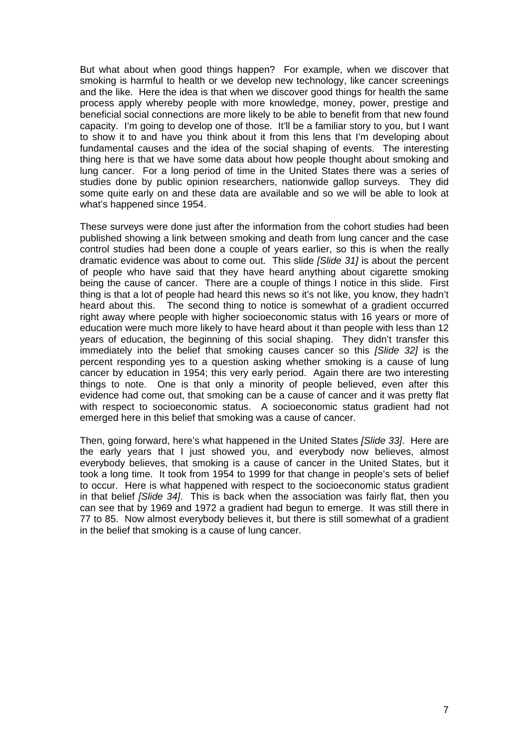But what about when good things happen? For example, when we discover that smoking is harmful to health or we develop new technology, like cancer screenings and the like. Here the idea is that when we discover good things for health the same process apply whereby people with more knowledge, money, power, prestige and beneficial social connections are more likely to be able to benefit from that new found capacity. I'm going to develop one of those. It'll be a familiar story to you, but I want to show it to and have you think about it from this lens that I'm developing about fundamental causes and the idea of the social shaping of events. The interesting thing here is that we have some data about how people thought about smoking and lung cancer. For a long period of time in the United States there was a series of studies done by public opinion researchers, nationwide gallop surveys. They did some quite early on and these data are available and so we will be able to look at what's happened since 1954.

These surveys were done just after the information from the cohort studies had been published showing a link between smoking and death from lung cancer and the case control studies had been done a couple of years earlier, so this is when the really dramatic evidence was about to come out. This slide *[Slide 31]* is about the percent of people who have said that they have heard anything about cigarette smoking being the cause of cancer. There are a couple of things I notice in this slide. First thing is that a lot of people had heard this news so it's not like, you know, they hadn't heard about this. The second thing to notice is somewhat of a gradient occurred right away where people with higher socioeconomic status with 16 years or more of education were much more likely to have heard about it than people with less than 12 years of education, the beginning of this social shaping. They didn't transfer this immediately into the belief that smoking causes cancer so this *[Slide 32]* is the percent responding yes to a question asking whether smoking is a cause of lung cancer by education in 1954; this very early period. Again there are two interesting things to note. One is that only a minority of people believed, even after this evidence had come out, that smoking can be a cause of cancer and it was pretty flat with respect to socioeconomic status. A socioeconomic status gradient had not emerged here in this belief that smoking was a cause of cancer.

Then, going forward, here's what happened in the United States *[Slide 33]*. Here are the early years that I just showed you, and everybody now believes, almost everybody believes, that smoking is a cause of cancer in the United States, but it took a long time. It took from 1954 to 1999 for that change in people's sets of belief to occur. Here is what happened with respect to the socioeconomic status gradient in that belief *[Slide 34]*. This is back when the association was fairly flat, then you can see that by 1969 and 1972 a gradient had begun to emerge. It was still there in 77 to 85. Now almost everybody believes it, but there is still somewhat of a gradient in the belief that smoking is a cause of lung cancer.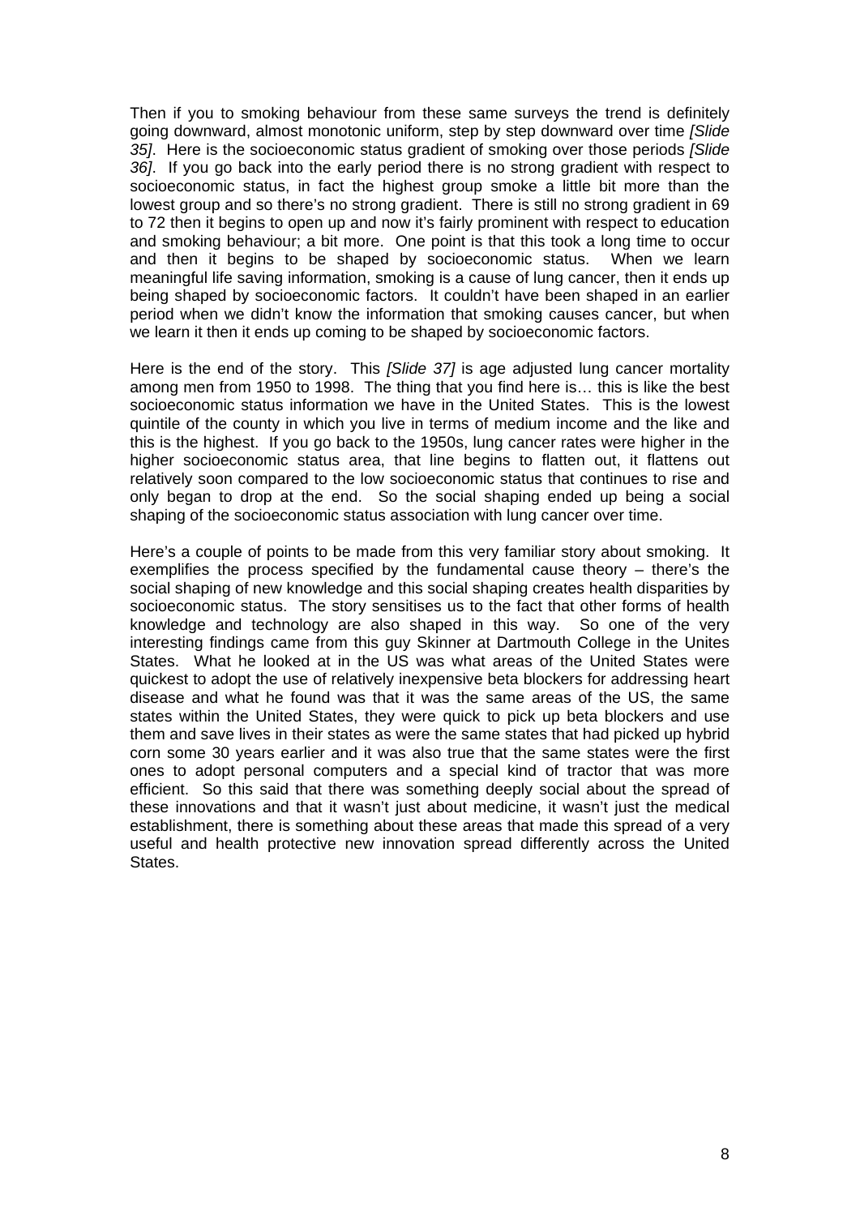Then if you to smoking behaviour from these same surveys the trend is definitely going downward, almost monotonic uniform, step by step downward over time *[Slide 35]*. Here is the socioeconomic status gradient of smoking over those periods *[Slide 36]*. If you go back into the early period there is no strong gradient with respect to socioeconomic status, in fact the highest group smoke a little bit more than the lowest group and so there's no strong gradient. There is still no strong gradient in 69 to 72 then it begins to open up and now it's fairly prominent with respect to education and smoking behaviour; a bit more. One point is that this took a long time to occur and then it begins to be shaped by socioeconomic status. When we learn meaningful life saving information, smoking is a cause of lung cancer, then it ends up being shaped by socioeconomic factors. It couldn't have been shaped in an earlier period when we didn't know the information that smoking causes cancer, but when we learn it then it ends up coming to be shaped by socioeconomic factors.

Here is the end of the story. This *[Slide 37]* is age adjusted lung cancer mortality among men from 1950 to 1998. The thing that you find here is… this is like the best socioeconomic status information we have in the United States. This is the lowest quintile of the county in which you live in terms of medium income and the like and this is the highest. If you go back to the 1950s, lung cancer rates were higher in the higher socioeconomic status area, that line begins to flatten out, it flattens out relatively soon compared to the low socioeconomic status that continues to rise and only began to drop at the end. So the social shaping ended up being a social shaping of the socioeconomic status association with lung cancer over time.

Here's a couple of points to be made from this very familiar story about smoking. It exemplifies the process specified by the fundamental cause theory – there's the social shaping of new knowledge and this social shaping creates health disparities by socioeconomic status. The story sensitises us to the fact that other forms of health knowledge and technology are also shaped in this way. So one of the very interesting findings came from this guy Skinner at Dartmouth College in the Unites States. What he looked at in the US was what areas of the United States were quickest to adopt the use of relatively inexpensive beta blockers for addressing heart disease and what he found was that it was the same areas of the US, the same states within the United States, they were quick to pick up beta blockers and use them and save lives in their states as were the same states that had picked up hybrid corn some 30 years earlier and it was also true that the same states were the first ones to adopt personal computers and a special kind of tractor that was more efficient. So this said that there was something deeply social about the spread of these innovations and that it wasn't just about medicine, it wasn't just the medical establishment, there is something about these areas that made this spread of a very useful and health protective new innovation spread differently across the United States.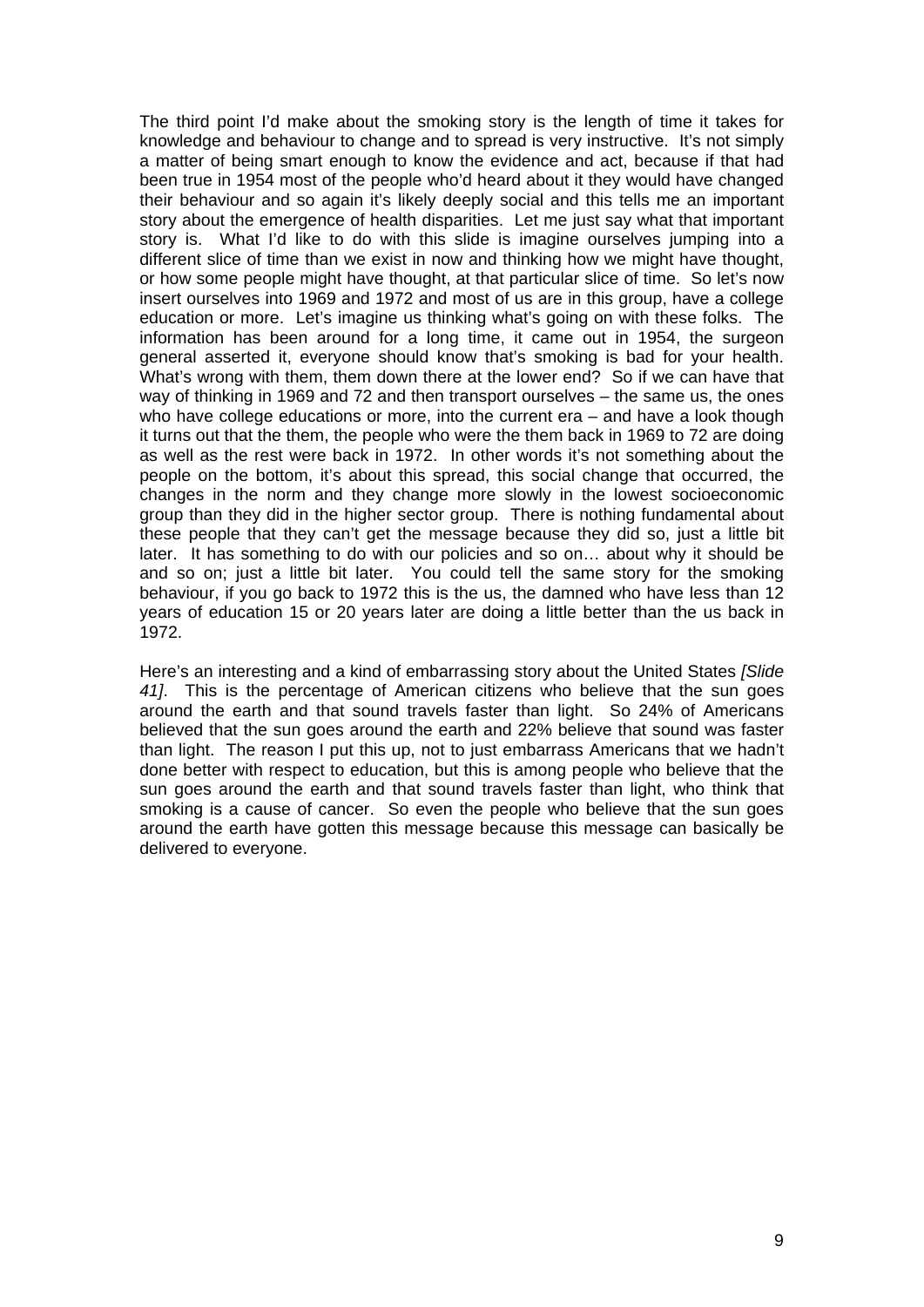The third point I'd make about the smoking story is the length of time it takes for knowledge and behaviour to change and to spread is very instructive. It's not simply a matter of being smart enough to know the evidence and act, because if that had been true in 1954 most of the people who'd heard about it they would have changed their behaviour and so again it's likely deeply social and this tells me an important story about the emergence of health disparities. Let me just say what that important story is. What I'd like to do with this slide is imagine ourselves jumping into a different slice of time than we exist in now and thinking how we might have thought, or how some people might have thought, at that particular slice of time. So let's now insert ourselves into 1969 and 1972 and most of us are in this group, have a college education or more. Let's imagine us thinking what's going on with these folks. The information has been around for a long time, it came out in 1954, the surgeon general asserted it, everyone should know that's smoking is bad for your health. What's wrong with them, them down there at the lower end? So if we can have that way of thinking in 1969 and 72 and then transport ourselves – the same us, the ones who have college educations or more, into the current era – and have a look though it turns out that the them, the people who were the them back in 1969 to 72 are doing as well as the rest were back in 1972. In other words it's not something about the people on the bottom, it's about this spread, this social change that occurred, the changes in the norm and they change more slowly in the lowest socioeconomic group than they did in the higher sector group. There is nothing fundamental about these people that they can't get the message because they did so, just a little bit later. It has something to do with our policies and so on… about why it should be and so on; just a little bit later. You could tell the same story for the smoking behaviour, if you go back to 1972 this is the us, the damned who have less than 12 years of education 15 or 20 years later are doing a little better than the us back in 1972.

Here's an interesting and a kind of embarrassing story about the United States *[Slide 41]*. This is the percentage of American citizens who believe that the sun goes around the earth and that sound travels faster than light. So 24% of Americans believed that the sun goes around the earth and 22% believe that sound was faster than light. The reason I put this up, not to just embarrass Americans that we hadn't done better with respect to education, but this is among people who believe that the sun goes around the earth and that sound travels faster than light, who think that smoking is a cause of cancer. So even the people who believe that the sun goes around the earth have gotten this message because this message can basically be delivered to everyone.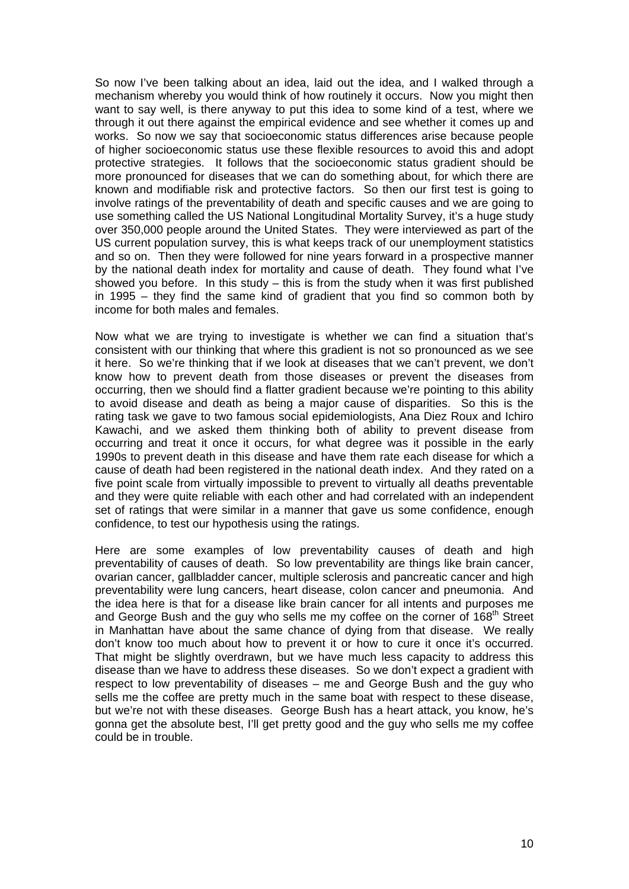So now I've been talking about an idea, laid out the idea, and I walked through a mechanism whereby you would think of how routinely it occurs. Now you might then want to say well, is there anyway to put this idea to some kind of a test, where we through it out there against the empirical evidence and see whether it comes up and works. So now we say that socioeconomic status differences arise because people of higher socioeconomic status use these flexible resources to avoid this and adopt protective strategies. It follows that the socioeconomic status gradient should be more pronounced for diseases that we can do something about, for which there are known and modifiable risk and protective factors. So then our first test is going to involve ratings of the preventability of death and specific causes and we are going to use something called the US National Longitudinal Mortality Survey, it's a huge study over 350,000 people around the United States. They were interviewed as part of the US current population survey, this is what keeps track of our unemployment statistics and so on. Then they were followed for nine years forward in a prospective manner by the national death index for mortality and cause of death. They found what I've showed you before. In this study – this is from the study when it was first published in 1995 – they find the same kind of gradient that you find so common both by income for both males and females.

Now what we are trying to investigate is whether we can find a situation that's consistent with our thinking that where this gradient is not so pronounced as we see it here. So we're thinking that if we look at diseases that we can't prevent, we don't know how to prevent death from those diseases or prevent the diseases from occurring, then we should find a flatter gradient because we're pointing to this ability to avoid disease and death as being a major cause of disparities. So this is the rating task we gave to two famous social epidemiologists, Ana Diez Roux and Ichiro Kawachi, and we asked them thinking both of ability to prevent disease from occurring and treat it once it occurs, for what degree was it possible in the early 1990s to prevent death in this disease and have them rate each disease for which a cause of death had been registered in the national death index. And they rated on a five point scale from virtually impossible to prevent to virtually all deaths preventable and they were quite reliable with each other and had correlated with an independent set of ratings that were similar in a manner that gave us some confidence, enough confidence, to test our hypothesis using the ratings.

Here are some examples of low preventability causes of death and high preventability of causes of death. So low preventability are things like brain cancer, ovarian cancer, gallbladder cancer, multiple sclerosis and pancreatic cancer and high preventability were lung cancers, heart disease, colon cancer and pneumonia. And the idea here is that for a disease like brain cancer for all intents and purposes me and George Bush and the guy who sells me my coffee on the corner of 168th Street in Manhattan have about the same chance of dying from that disease. We really don't know too much about how to prevent it or how to cure it once it's occurred. That might be slightly overdrawn, but we have much less capacity to address this disease than we have to address these diseases. So we don't expect a gradient with respect to low preventability of diseases – me and George Bush and the guy who sells me the coffee are pretty much in the same boat with respect to these disease, but we're not with these diseases. George Bush has a heart attack, you know, he's gonna get the absolute best, I'll get pretty good and the guy who sells me my coffee could be in trouble.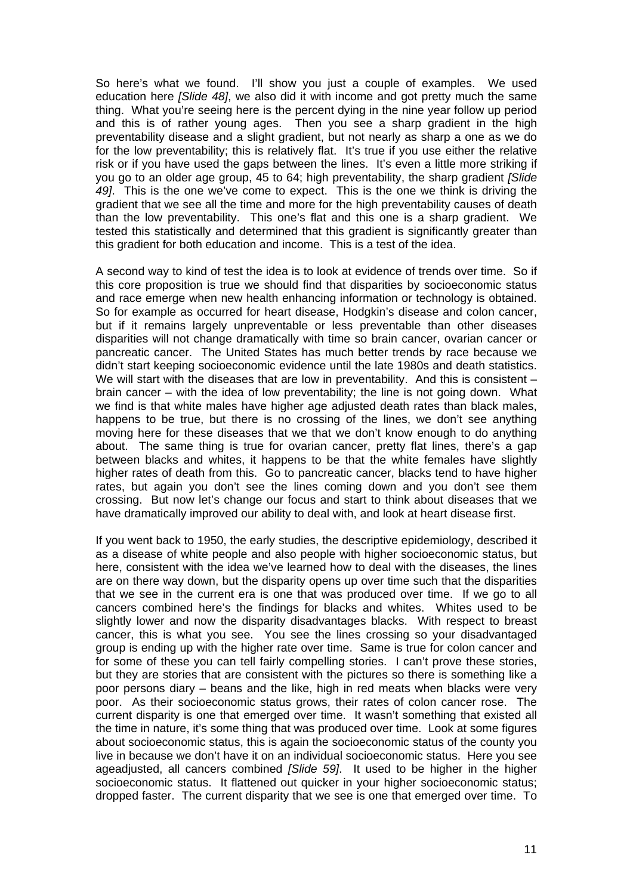So here's what we found. I'll show you just a couple of examples. We used education here *[Slide 48]*, we also did it with income and got pretty much the same thing. What you're seeing here is the percent dying in the nine year follow up period and this is of rather young ages. Then you see a sharp gradient in the high preventability disease and a slight gradient, but not nearly as sharp a one as we do for the low preventability; this is relatively flat. It's true if you use either the relative risk or if you have used the gaps between the lines. It's even a little more striking if you go to an older age group, 45 to 64; high preventability, the sharp gradient *[Slide 49]*. This is the one we've come to expect. This is the one we think is driving the gradient that we see all the time and more for the high preventability causes of death than the low preventability. This one's flat and this one is a sharp gradient. We tested this statistically and determined that this gradient is significantly greater than this gradient for both education and income. This is a test of the idea.

A second way to kind of test the idea is to look at evidence of trends over time. So if this core proposition is true we should find that disparities by socioeconomic status and race emerge when new health enhancing information or technology is obtained. So for example as occurred for heart disease, Hodgkin's disease and colon cancer, but if it remains largely unpreventable or less preventable than other diseases disparities will not change dramatically with time so brain cancer, ovarian cancer or pancreatic cancer. The United States has much better trends by race because we didn't start keeping socioeconomic evidence until the late 1980s and death statistics. We will start with the diseases that are low in preventability. And this is consistent – brain cancer – with the idea of low preventability; the line is not going down. What we find is that white males have higher age adjusted death rates than black males, happens to be true, but there is no crossing of the lines, we don't see anything moving here for these diseases that we that we don't know enough to do anything about. The same thing is true for ovarian cancer, pretty flat lines, there's a gap between blacks and whites, it happens to be that the white females have slightly higher rates of death from this. Go to pancreatic cancer, blacks tend to have higher rates, but again you don't see the lines coming down and you don't see them crossing. But now let's change our focus and start to think about diseases that we have dramatically improved our ability to deal with, and look at heart disease first.

If you went back to 1950, the early studies, the descriptive epidemiology, described it as a disease of white people and also people with higher socioeconomic status, but here, consistent with the idea we've learned how to deal with the diseases, the lines are on there way down, but the disparity opens up over time such that the disparities that we see in the current era is one that was produced over time. If we go to all cancers combined here's the findings for blacks and whites. Whites used to be slightly lower and now the disparity disadvantages blacks. With respect to breast cancer, this is what you see. You see the lines crossing so your disadvantaged group is ending up with the higher rate over time. Same is true for colon cancer and for some of these you can tell fairly compelling stories. I can't prove these stories, but they are stories that are consistent with the pictures so there is something like a poor persons diary – beans and the like, high in red meats when blacks were very poor. As their socioeconomic status grows, their rates of colon cancer rose. The current disparity is one that emerged over time. It wasn't something that existed all the time in nature, it's some thing that was produced over time. Look at some figures about socioeconomic status, this is again the socioeconomic status of the county you live in because we don't have it on an individual socioeconomic status. Here you see ageadjusted, all cancers combined *[Slide 59]*. It used to be higher in the higher socioeconomic status. It flattened out quicker in your higher socioeconomic status; dropped faster. The current disparity that we see is one that emerged over time. To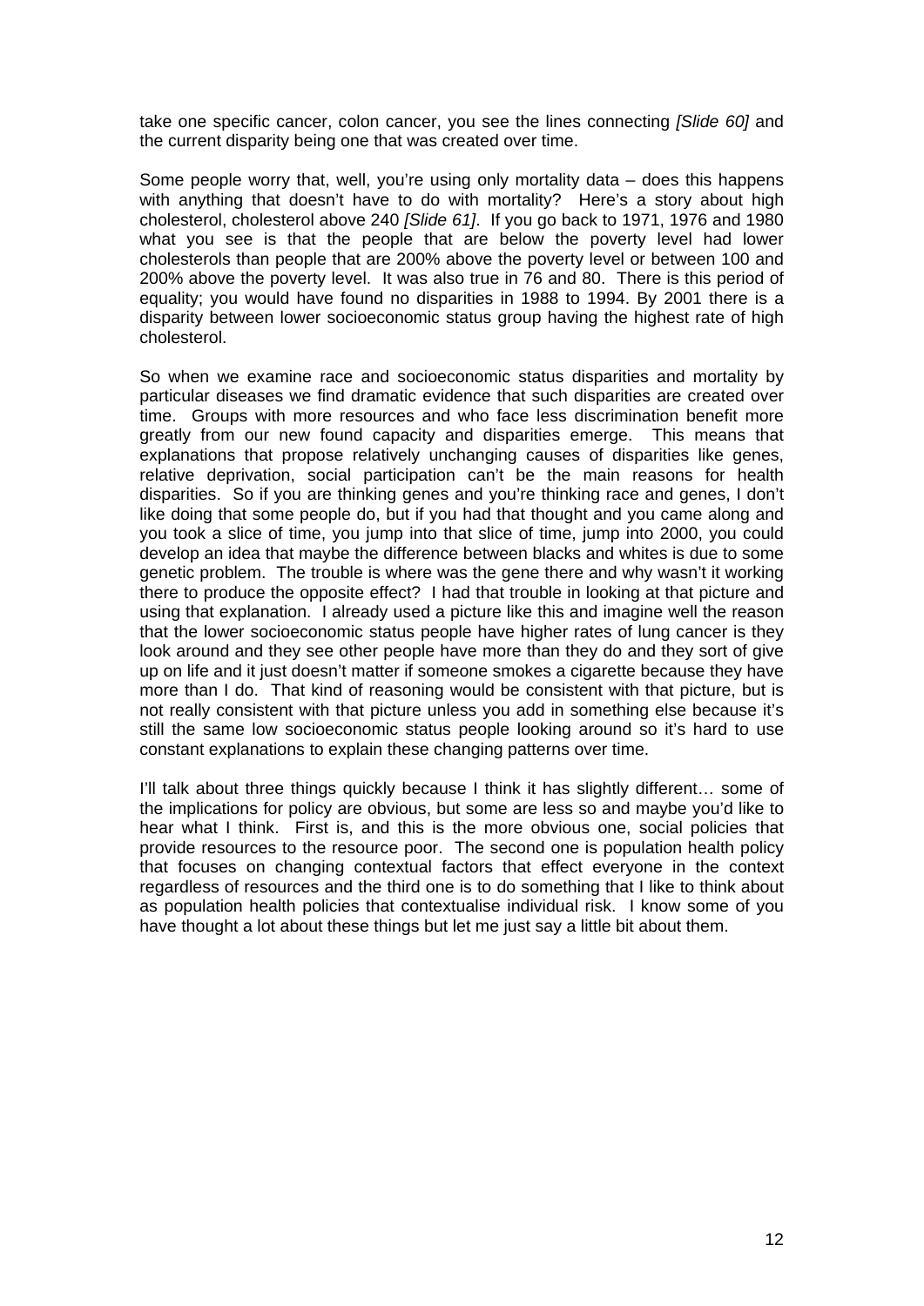take one specific cancer, colon cancer, you see the lines connecting *[Slide 60]* and the current disparity being one that was created over time.

Some people worry that, well, you're using only mortality data – does this happens with anything that doesn't have to do with mortality? Here's a story about high cholesterol, cholesterol above 240 *[Slide 61]*. If you go back to 1971, 1976 and 1980 what you see is that the people that are below the poverty level had lower cholesterols than people that are 200% above the poverty level or between 100 and 200% above the poverty level. It was also true in 76 and 80. There is this period of equality; you would have found no disparities in 1988 to 1994. By 2001 there is a disparity between lower socioeconomic status group having the highest rate of high cholesterol.

So when we examine race and socioeconomic status disparities and mortality by particular diseases we find dramatic evidence that such disparities are created over time. Groups with more resources and who face less discrimination benefit more greatly from our new found capacity and disparities emerge. This means that explanations that propose relatively unchanging causes of disparities like genes, relative deprivation, social participation can't be the main reasons for health disparities. So if you are thinking genes and you're thinking race and genes, I don't like doing that some people do, but if you had that thought and you came along and you took a slice of time, you jump into that slice of time, jump into 2000, you could develop an idea that maybe the difference between blacks and whites is due to some genetic problem. The trouble is where was the gene there and why wasn't it working there to produce the opposite effect? I had that trouble in looking at that picture and using that explanation. I already used a picture like this and imagine well the reason that the lower socioeconomic status people have higher rates of lung cancer is they look around and they see other people have more than they do and they sort of give up on life and it just doesn't matter if someone smokes a cigarette because they have more than I do. That kind of reasoning would be consistent with that picture, but is not really consistent with that picture unless you add in something else because it's still the same low socioeconomic status people looking around so it's hard to use constant explanations to explain these changing patterns over time.

I'll talk about three things quickly because I think it has slightly different… some of the implications for policy are obvious, but some are less so and maybe you'd like to hear what I think. First is, and this is the more obvious one, social policies that provide resources to the resource poor. The second one is population health policy that focuses on changing contextual factors that effect everyone in the context regardless of resources and the third one is to do something that I like to think about as population health policies that contextualise individual risk. I know some of you have thought a lot about these things but let me just say a little bit about them.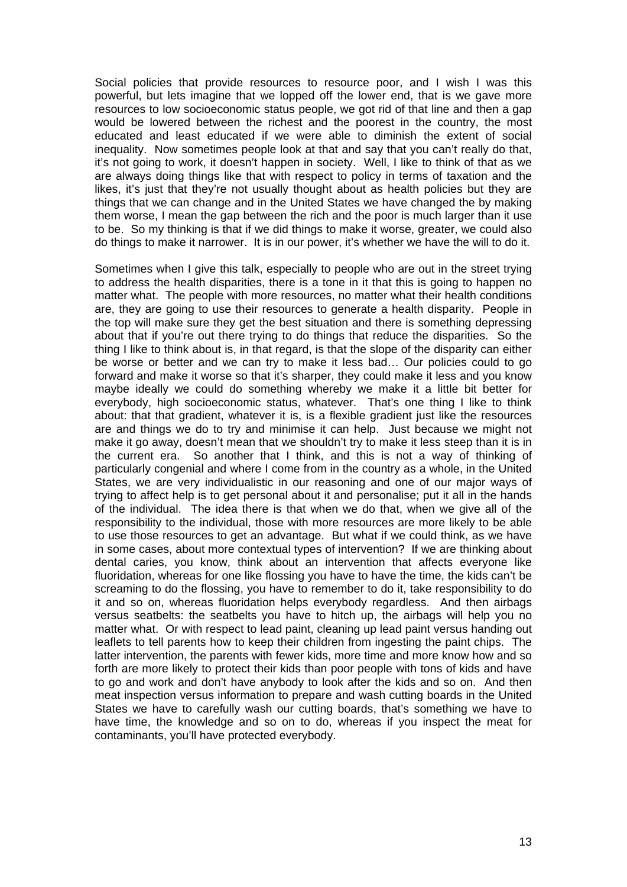Social policies that provide resources to resource poor, and I wish I was this powerful, but lets imagine that we lopped off the lower end, that is we gave more resources to low socioeconomic status people, we got rid of that line and then a gap would be lowered between the richest and the poorest in the country, the most educated and least educated if we were able to diminish the extent of social inequality. Now sometimes people look at that and say that you can't really do that, it's not going to work, it doesn't happen in society. Well, I like to think of that as we are always doing things like that with respect to policy in terms of taxation and the likes, it's just that they're not usually thought about as health policies but they are things that we can change and in the United States we have changed the by making them worse, I mean the gap between the rich and the poor is much larger than it use to be. So my thinking is that if we did things to make it worse, greater, we could also do things to make it narrower. It is in our power, it's whether we have the will to do it.

Sometimes when I give this talk, especially to people who are out in the street trying to address the health disparities, there is a tone in it that this is going to happen no matter what. The people with more resources, no matter what their health conditions are, they are going to use their resources to generate a health disparity. People in the top will make sure they get the best situation and there is something depressing about that if you're out there trying to do things that reduce the disparities. So the thing I like to think about is, in that regard, is that the slope of the disparity can either be worse or better and we can try to make it less bad… Our policies could to go forward and make it worse so that it's sharper, they could make it less and you know maybe ideally we could do something whereby we make it a little bit better for everybody, high socioeconomic status, whatever. That's one thing I like to think about: that that gradient, whatever it is, is a flexible gradient just like the resources are and things we do to try and minimise it can help. Just because we might not make it go away, doesn't mean that we shouldn't try to make it less steep than it is in the current era. So another that I think, and this is not a way of thinking of particularly congenial and where I come from in the country as a whole, in the United States, we are very individualistic in our reasoning and one of our major ways of trying to affect help is to get personal about it and personalise; put it all in the hands of the individual. The idea there is that when we do that, when we give all of the responsibility to the individual, those with more resources are more likely to be able to use those resources to get an advantage. But what if we could think, as we have in some cases, about more contextual types of intervention? If we are thinking about dental caries, you know, think about an intervention that affects everyone like fluoridation, whereas for one like flossing you have to have the time, the kids can't be screaming to do the flossing, you have to remember to do it, take responsibility to do it and so on, whereas fluoridation helps everybody regardless. And then airbags versus seatbelts: the seatbelts you have to hitch up, the airbags will help you no matter what. Or with respect to lead paint, cleaning up lead paint versus handing out leaflets to tell parents how to keep their children from ingesting the paint chips. The latter intervention, the parents with fewer kids, more time and more know how and so forth are more likely to protect their kids than poor people with tons of kids and have to go and work and don't have anybody to look after the kids and so on. And then meat inspection versus information to prepare and wash cutting boards in the United States we have to carefully wash our cutting boards, that's something we have to have time, the knowledge and so on to do, whereas if you inspect the meat for contaminants, you'll have protected everybody.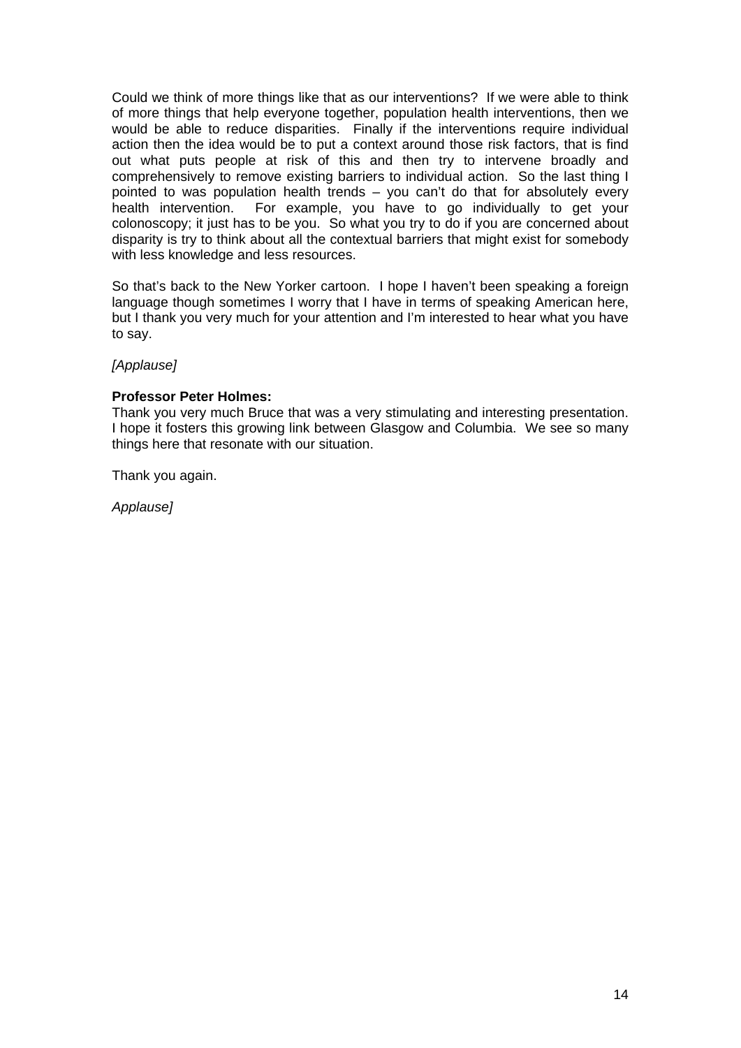Could we think of more things like that as our interventions? If we were able to think of more things that help everyone together, population health interventions, then we would be able to reduce disparities. Finally if the interventions require individual action then the idea would be to put a context around those risk factors, that is find out what puts people at risk of this and then try to intervene broadly and comprehensively to remove existing barriers to individual action. So the last thing I pointed to was population health trends – you can't do that for absolutely every health intervention. For example, you have to go individually to get your colonoscopy; it just has to be you. So what you try to do if you are concerned about disparity is try to think about all the contextual barriers that might exist for somebody with less knowledge and less resources.

So that's back to the New Yorker cartoon. I hope I haven't been speaking a foreign language though sometimes I worry that I have in terms of speaking American here, but I thank you very much for your attention and I'm interested to hear what you have to say.

*[Applause]*

**Professor Peter Holmes:**
Thank you very much Bruce that was a very stimulating and interesting presentation. I hope it fosters this growing link between Glasgow and Columbia. We see so many things here that resonate with our situation.

Thank you again.

*Applause]*